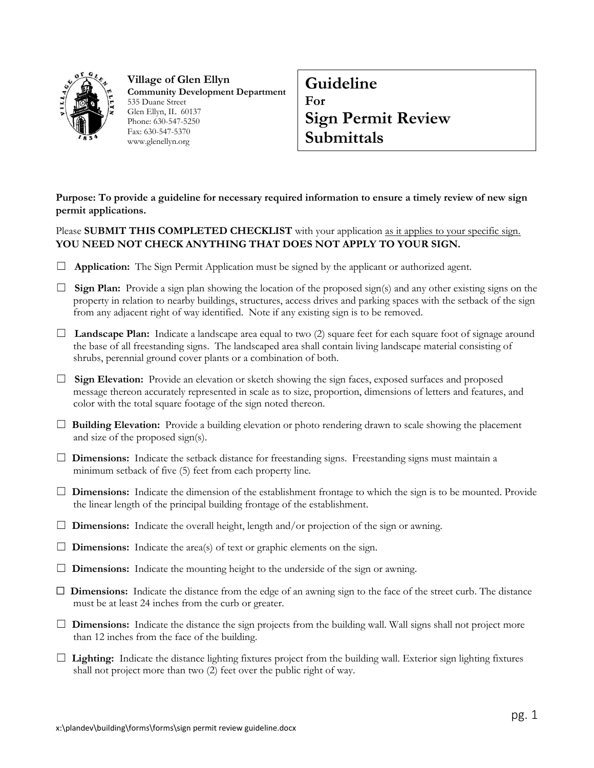**Village of Glen Ellyn**
**Community Development Department**
535 Duane Street
Glen Ellyn, IL 60137
Phone: 630-547-5250
Fax: 630-547-5370
www.glenellyn.org

# Guideline For Sign Permit Review Submittals

**Purpose: To provide a guideline for necessary required information to ensure a timely review of new sign permit applications.**

Please **SUBMIT THIS COMPLETED CHECKLIST** with your application as it applies to your specific sign. **YOU NEED NOT CHECK ANYTHING THAT DOES NOT APPLY TO YOUR SIGN.**

- ☐ **Application:** The Sign Permit Application must be signed by the applicant or authorized agent.
- ☐ **Sign Plan:** Provide a sign plan showing the location of the proposed sign(s) and any other existing signs on the property in relation to nearby buildings, structures, access drives and parking spaces with the setback of the sign from any adjacent right of way identified. Note if any existing sign is to be removed.
- ☐ **Landscape Plan:** Indicate a landscape area equal to two (2) square feet for each square foot of signage around the base of all freestanding signs. The landscaped area shall contain living landscape material consisting of shrubs, perennial ground cover plants or a combination of both.
- ☐ **Sign Elevation:** Provide an elevation or sketch showing the sign faces, exposed surfaces and proposed message thereon accurately represented in scale as to size, proportion, dimensions of letters and features, and color with the total square footage of the sign noted thereon.
- ☐ **Building Elevation:** Provide a building elevation or photo rendering drawn to scale showing the placement and size of the proposed sign(s).
- ☐ **Dimensions:** Indicate the setback distance for freestanding signs. Freestanding signs must maintain a minimum setback of five (5) feet from each property line.
- ☐ **Dimensions:** Indicate the dimension of the establishment frontage to which the sign is to be mounted. Provide the linear length of the principal building frontage of the establishment.
- ☐ **Dimensions:** Indicate the overall height, length and/or projection of the sign or awning.
- ☐ **Dimensions:** Indicate the area(s) of text or graphic elements on the sign.
- ☐ **Dimensions:** Indicate the mounting height to the underside of the sign or awning.
- ☐ **Dimensions:** Indicate the distance from the edge of an awning sign to the face of the street curb. The distance must be at least 24 inches from the curb or greater.
- ☐ **Dimensions:** Indicate the distance the sign projects from the building wall. Wall signs shall not project more than 12 inches from the face of the building.
- ☐ **Lighting:** Indicate the distance lighting fixtures project from the building wall. Exterior sign lighting fixtures shall not project more than two (2) feet over the public right of way.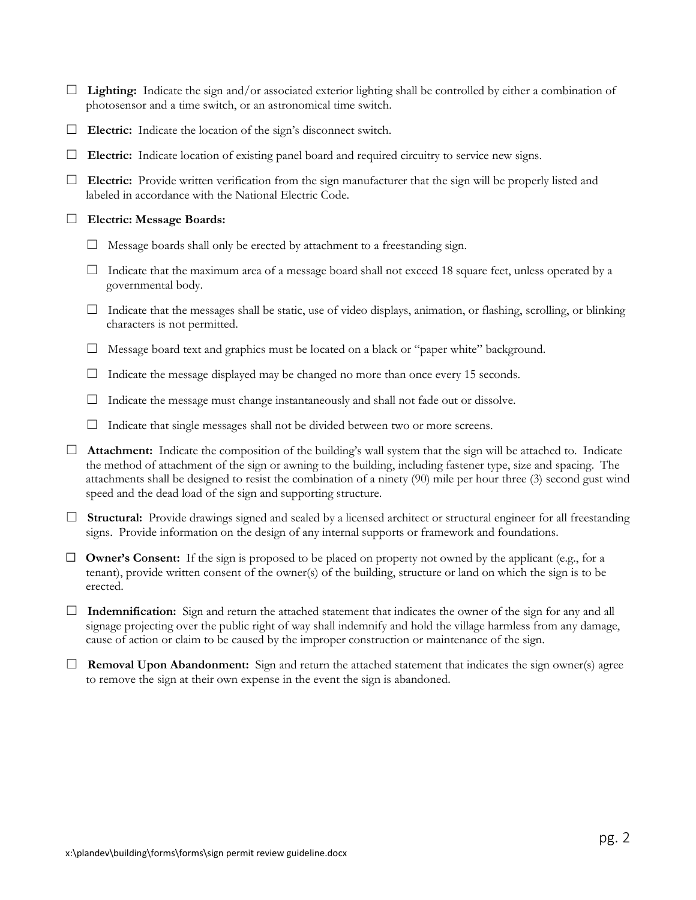- ☐ **Lighting:** Indicate the sign and/or associated exterior lighting shall be controlled by either a combination of photosensor and a time switch, or an astronomical time switch.
- ☐ **Electric:** Indicate the location of the sign's disconnect switch.
- ☐ **Electric:** Indicate location of existing panel board and required circuitry to service new signs.
- ☐ **Electric:** Provide written verification from the sign manufacturer that the sign will be properly listed and labeled in accordance with the National Electric Code.
- ☐ **Electric: Message Boards:**
  - ☐ Message boards shall only be erected by attachment to a freestanding sign.
  - ☐ Indicate that the maximum area of a message board shall not exceed 18 square feet, unless operated by a governmental body.
  - ☐ Indicate that the messages shall be static, use of video displays, animation, or flashing, scrolling, or blinking characters is not permitted.
  - ☐ Message board text and graphics must be located on a black or "paper white" background.
  - ☐ Indicate the message displayed may be changed no more than once every 15 seconds.
  - ☐ Indicate the message must change instantaneously and shall not fade out or dissolve.
  - ☐ Indicate that single messages shall not be divided between two or more screens.
- ☐ **Attachment:** Indicate the composition of the building's wall system that the sign will be attached to. Indicate the method of attachment of the sign or awning to the building, including fastener type, size and spacing. The attachments shall be designed to resist the combination of a ninety (90) mile per hour three (3) second gust wind speed and the dead load of the sign and supporting structure.
- ☐ **Structural:** Provide drawings signed and sealed by a licensed architect or structural engineer for all freestanding signs. Provide information on the design of any internal supports or framework and foundations.
- ☐ **Owner's Consent:** If the sign is proposed to be placed on property not owned by the applicant (e.g., for a tenant), provide written consent of the owner(s) of the building, structure or land on which the sign is to be erected.
- ☐ **Indemnification:** Sign and return the attached statement that indicates the owner of the sign for any and all signage projecting over the public right of way shall indemnify and hold the village harmless from any damage, cause of action or claim to be caused by the improper construction or maintenance of the sign.
- ☐ **Removal Upon Abandonment:** Sign and return the attached statement that indicates the sign owner(s) agree to remove the sign at their own expense in the event the sign is abandoned.

x:\plandev\building\forms\forms\sign permit review guideline.docx